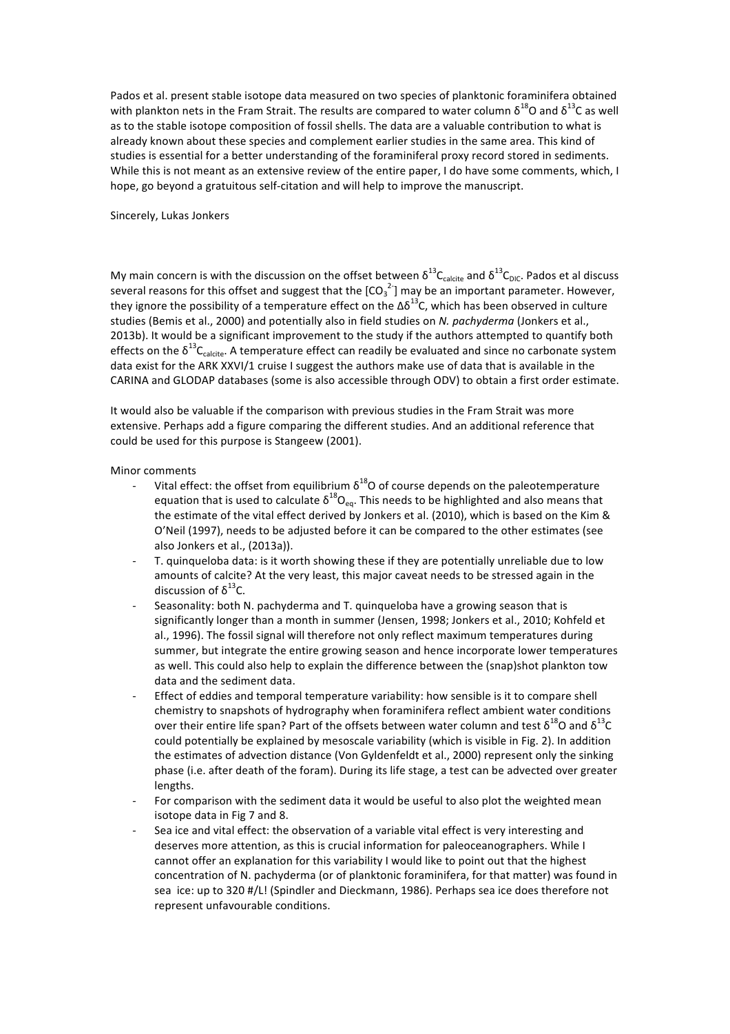Pados et al. present stable isotope data measured on two species of planktonic foraminifera obtained with plankton nets in the Fram Strait. The results are compared to water column $\delta^{18}O$ and $\delta^{13}C$ as well as to the stable isotope composition of fossil shells. The data are a valuable contribution to what is already known about these species and complement earlier studies in the same area. This kind of studies is essential for a better understanding of the foraminiferal proxy record stored in sediments. While this is not meant as an extensive review of the entire paper, I do have some comments, which, I hope, go beyond a gratuitous self-citation and will help to improve the manuscript.

Sincerely, Lukas Jonkers

My main concern is with the discussion on the offset between $\delta^{13}C_{calcite}$ and $\delta^{13}C_{DIC}$. Pados et al discuss several reasons for this offset and suggest that the $[CO_3^{2-}]$ may be an important parameter. However, they ignore the possibility of a temperature effect on the $\Delta\delta^{13}C$, which has been observed in culture studies (Bemis et al., 2000) and potentially also in field studies on *N. pachyderma* (Jonkers et al., 2013b). It would be a significant improvement to the study if the authors attempted to quantify both effects on the $\delta^{13}C_{calcite}$. A temperature effect can readily be evaluated and since no carbonate system data exist for the ARK XXVI/1 cruise I suggest the authors make use of data that is available in the CARINA and GLODAP databases (some is also accessible through ODV) to obtain a first order estimate.

It would also be valuable if the comparison with previous studies in the Fram Strait was more extensive. Perhaps add a figure comparing the different studies. And an additional reference that could be used for this purpose is Stangeew (2001).

Minor comments

- Vital effect: the offset from equilibrium $\delta^{18}O$ of course depends on the paleotemperature equation that is used to calculate $\delta^{18}O_{eq}$. This needs to be highlighted and also means that the estimate of the vital effect derived by Jonkers et al. (2010), which is based on the Kim & O'Neil (1997), needs to be adjusted before it can be compared to the other estimates (see also Jonkers et al., (2013a)).
- T. quinqueloba data: is it worth showing these if they are potentially unreliable due to low amounts of calcite? At the very least, this major caveat needs to be stressed again in the discussion of $\delta^{13}C$.
- Seasonality: both N. pachyderma and T. quinqueloba have a growing season that is significantly longer than a month in summer (Jensen, 1998; Jonkers et al., 2010; Kohfeld et al., 1996). The fossil signal will therefore not only reflect maximum temperatures during summer, but integrate the entire growing season and hence incorporate lower temperatures as well. This could also help to explain the difference between the (snap)shot plankton tow data and the sediment data.
- Effect of eddies and temporal temperature variability: how sensible is it to compare shell chemistry to snapshots of hydrography when foraminifera reflect ambient water conditions over their entire life span? Part of the offsets between water column and test $\delta^{18}O$ and $\delta^{13}C$ could potentially be explained by mesoscale variability (which is visible in Fig. 2). In addition the estimates of advection distance (Von Gyldenfeldt et al., 2000) represent only the sinking phase (i.e. after death of the foram). During its life stage, a test can be advected over greater lengths.
- For comparison with the sediment data it would be useful to also plot the weighted mean isotope data in Fig 7 and 8.
- Sea ice and vital effect: the observation of a variable vital effect is very interesting and deserves more attention, as this is crucial information for paleoceanographers. While I cannot offer an explanation for this variability I would like to point out that the highest concentration of N. pachyderma (or of planktonic foraminifera, for that matter) was found in sea ice: up to 320 #/L! (Spindler and Dieckmann, 1986). Perhaps sea ice does therefore not represent unfavourable conditions.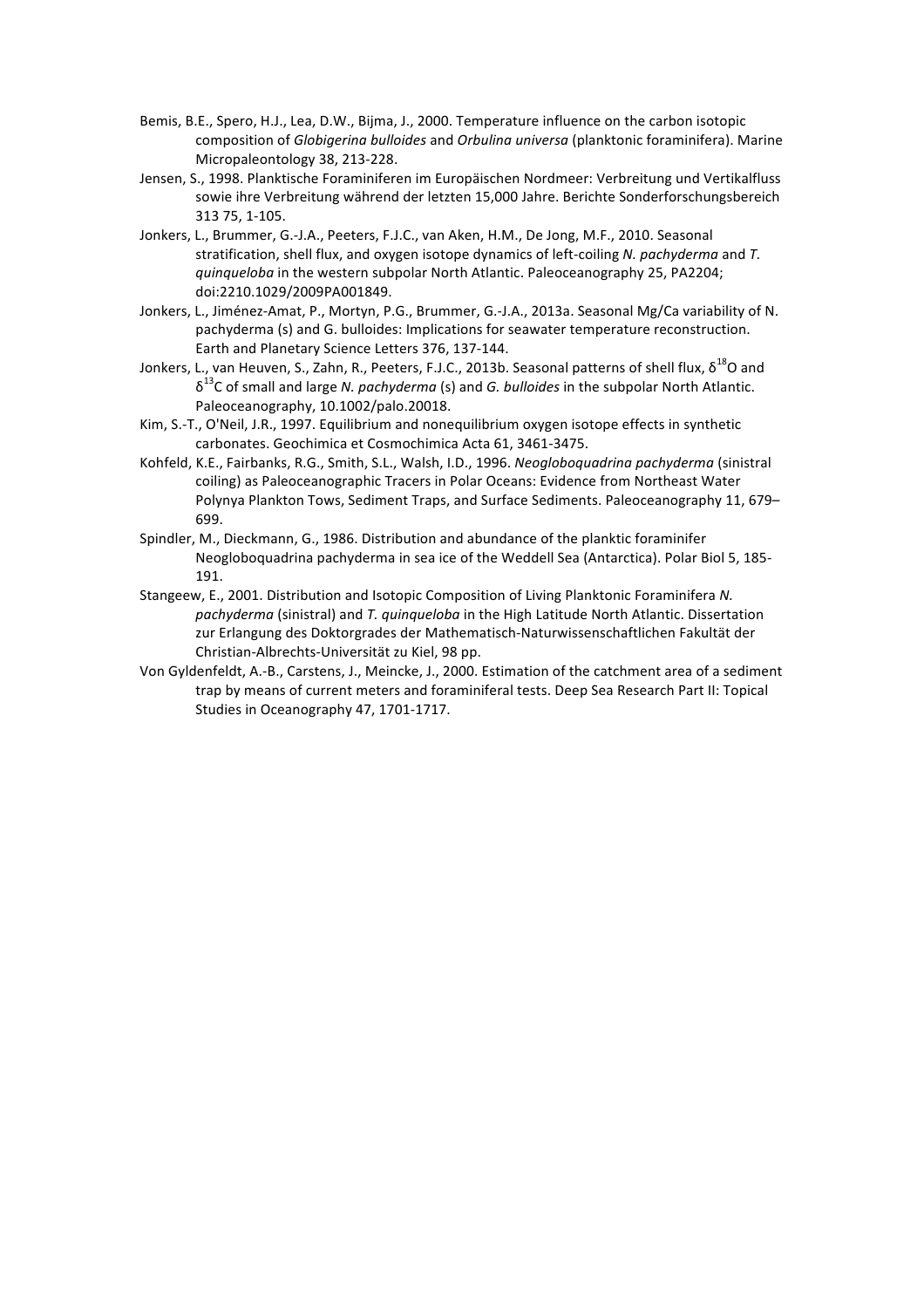Bemis, B.E., Spero, H.J., Lea, D.W., Bijma, J., 2000. Temperature influence on the carbon isotopic composition of *Globigerina bulloides* and *Orbulina universa* (planktonic foraminifera). Marine Micropaleontology 38, 213-228.

Jensen, S., 1998. Planktische Foraminiferen im Europäischen Nordmeer: Verbreitung und Vertikalfluss sowie ihre Verbreitung während der letzten 15,000 Jahre. Berichte Sonderforschungsbereich 313 75, 1-105.

Jonkers, L., Brummer, G.-J.A., Peeters, F.J.C., van Aken, H.M., De Jong, M.F., 2010. Seasonal stratification, shell flux, and oxygen isotope dynamics of left-coiling *N. pachyderma* and *T. quinqueloba* in the western subpolar North Atlantic. Paleoceanography 25, PA2204; doi:2210.1029/2009PA001849.

Jonkers, L., Jiménez-Amat, P., Mortyn, P.G., Brummer, G.-J.A., 2013a. Seasonal Mg/Ca variability of N. pachyderma (s) and G. bulloides: Implications for seawater temperature reconstruction. Earth and Planetary Science Letters 376, 137-144.

Jonkers, L., van Heuven, S., Zahn, R., Peeters, F.J.C., 2013b. Seasonal patterns of shell flux, $\delta^{18}$O and $\delta^{13}$C of small and large *N. pachyderma* (s) and *G. bulloides* in the subpolar North Atlantic. Paleoceanography, 10.1002/palo.20018.

Kim, S.-T., O'Neil, J.R., 1997. Equilibrium and nonequilibrium oxygen isotope effects in synthetic carbonates. Geochimica et Cosmochimica Acta 61, 3461-3475.

Kohfeld, K.E., Fairbanks, R.G., Smith, S.L., Walsh, I.D., 1996. *Neogloboquadrina pachyderma* (sinistral coiling) as Paleoceanographic Tracers in Polar Oceans: Evidence from Northeast Water Polynya Plankton Tows, Sediment Traps, and Surface Sediments. Paleoceanography 11, 679–699.

Spindler, M., Dieckmann, G., 1986. Distribution and abundance of the planktic foraminifer Neogloboquadrina pachyderma in sea ice of the Weddell Sea (Antarctica). Polar Biol 5, 185-191.

Stangeew, E., 2001. Distribution and Isotopic Composition of Living Planktonic Foraminifera *N. pachyderma* (sinistral) and *T. quinqueloba* in the High Latitude North Atlantic. Dissertation zur Erlangung des Doktorgrades der Mathematisch-Naturwissenschaftlichen Fakultät der Christian-Albrechts-Universität zu Kiel, 98 pp.

Von Gyldenfeldt, A.-B., Carstens, J., Meincke, J., 2000. Estimation of the catchment area of a sediment trap by means of current meters and foraminiferal tests. Deep Sea Research Part II: Topical Studies in Oceanography 47, 1701-1717.